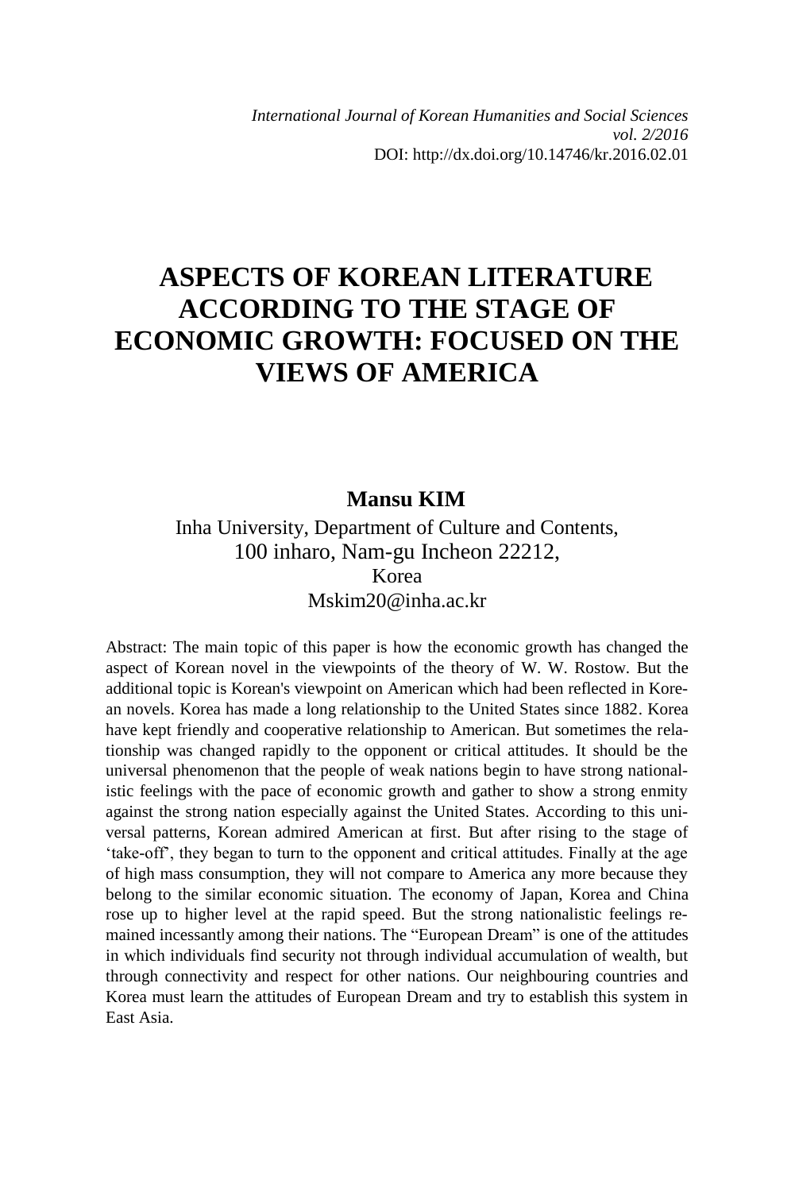*International Journal of Korean Humanities and Social Sciences*
*vol. 2/2016*
DOI: http://dx.doi.org/10.14746/kr.2016.02.01

# ASPECTS OF KOREAN LITERATURE ACCORDING TO THE STAGE OF ECONOMIC GROWTH: FOCUSED ON THE VIEWS OF AMERICA

**Mansu KIM**

Inha University, Department of Culture and Contents,
100 inharo, Nam-gu Incheon 22212,
Korea
Mskim20@inha.ac.kr

Abstract: The main topic of this paper is how the economic growth has changed the aspect of Korean novel in the viewpoints of the theory of W. W. Rostow. But the additional topic is Korean's viewpoint on American which had been reflected in Korean novels. Korea has made a long relationship to the United States since 1882. Korea have kept friendly and cooperative relationship to American. But sometimes the relationship was changed rapidly to the opponent or critical attitudes. It should be the universal phenomenon that the people of weak nations begin to have strong nationalistic feelings with the pace of economic growth and gather to show a strong enmity against the strong nation especially against the United States. According to this universal patterns, Korean admired American at first. But after rising to the stage of 'take-off', they began to turn to the opponent and critical attitudes. Finally at the age of high mass consumption, they will not compare to America any more because they belong to the similar economic situation. The economy of Japan, Korea and China rose up to higher level at the rapid speed. But the strong nationalistic feelings remained incessantly among their nations. The "European Dream" is one of the attitudes in which individuals find security not through individual accumulation of wealth, but through connectivity and respect for other nations. Our neighbouring countries and Korea must learn the attitudes of European Dream and try to establish this system in East Asia.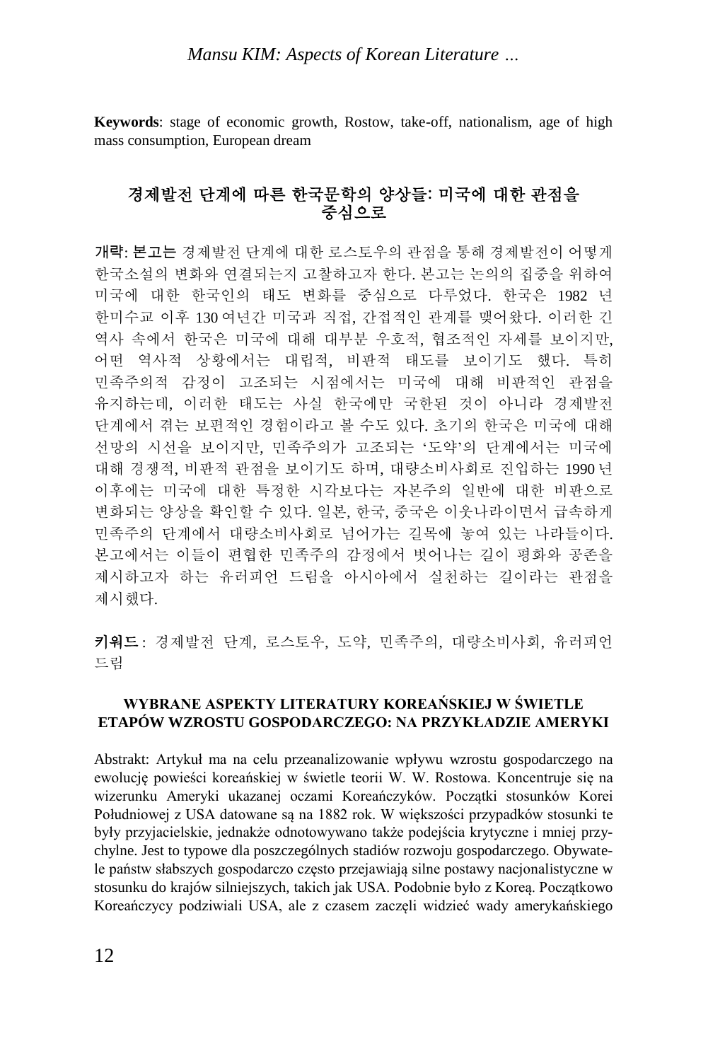**Keywords**: stage of economic growth, Rostow, take-off, nationalism, age of high mass consumption, European dream

## 경제발전 단계에 따른 한국문학의 양상들: 미국에 대한 관점을 중심으로

**개략: 본고는** 경제발전 단계에 대한 로스토우의 관점을 통해 경제발전이 어떻게 한국소설의 변화와 연결되는지 고찰하고자 한다. 본고는 논의의 집중을 위하여 미국에 대한 한국인의 태도 변화를 중심으로 다루었다. 한국은 1982 년 한미수교 이후 130 여년간 미국과 직접, 간접적인 관계를 맺어왔다. 이러한 긴 역사 속에서 한국은 미국에 대해 대부분 우호적, 협조적인 자세를 보이지만, 어떤 역사적 상황에서는 대립적, 비판적 태도를 보이기도 했다. 특히 민족주의적 감정이 고조되는 시점에서는 미국에 대해 비판적인 관점을 유지하는데, 이러한 태도는 사실 한국에만 국한된 것이 아니라 경제발전 단계에서 겪는 보편적인 경험이라고 볼 수도 있다. 초기의 한국은 미국에 대해 선망의 시선을 보이지만, 민족주의가 고조되는 '도약'의 단계에서는 미국에 대해 경쟁적, 비판적 관점을 보이기도 하며, 대량소비사회로 진입하는 1990 년 이후에는 미국에 대한 특정한 시각보다는 자본주의 일반에 대한 비판으로 변화되는 양상을 확인할 수 있다. 일본, 한국, 중국은 이웃나라이면서 급속하게 민족주의 단계에서 대량소비사회로 넘어가는 길목에 놓여 있는 나라들이다. 본고에서는 이들이 편협한 민족주의 감정에서 벗어나는 길이 평화와 공존을 제시하고자 하는 유러피언 드림을 아시아에서 실천하는 길이라는 관점을 제시했다.

**키워드**: 경제발전 단계, 로스토우, 도약, 민족주의, 대량소비사회, 유러피언 드림

## WYBRANE ASPEKTY LITERATURY KOREAŃSKIEJ W ŚWIETLE ETAPÓW WZROSTU GOSPODARCZEGO: NA PRZYKŁADZIE AMERYKI

Abstrakt: Artykuł ma na celu przeanalizowanie wpływu wzrostu gospodarczego na ewolucję powieści koreańskiej w świetle teorii W. W. Rostowa. Koncentruje się na wizerunku Ameryki ukazanej oczami Koreańczyków. Początki stosunków Korei Południowej z USA datowane są na 1882 rok. W większości przypadków stosunki te były przyjacielskie, jednakże odnotowywano także podejścia krytyczne i mniej przychylne. Jest to typowe dla poszczególnych stadiów rozwoju gospodarczego. Obywatele państw słabszych gospodarczo często przejawiają silne postawy nacjonalistyczne w stosunku do krajów silniejszych, takich jak USA. Podobnie było z Koreą. Początkowo Koreańczycy podziwiali USA, ale z czasem zaczęli widzieć wady amerykańskiego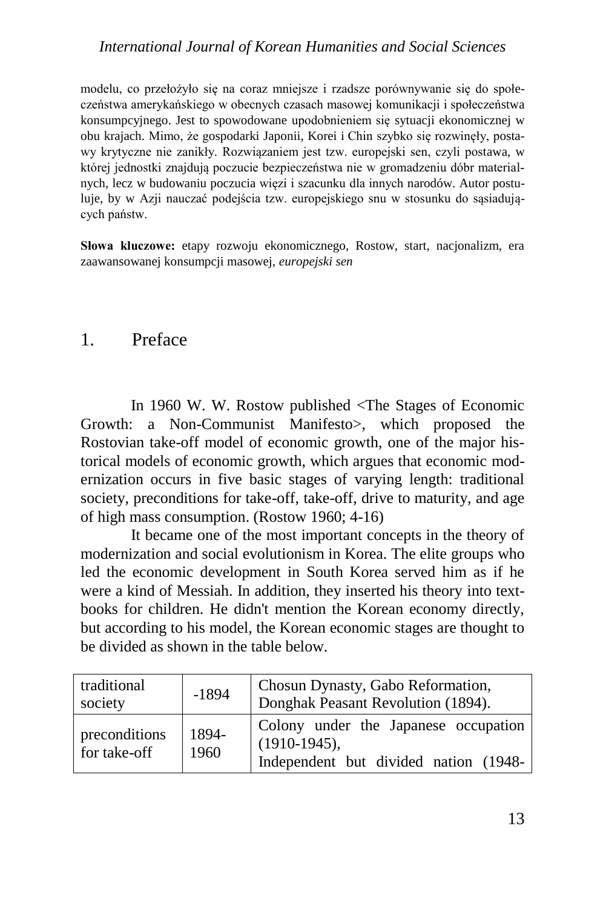modelu, co przełożyło się na coraz mniejsze i rzadsze porównywanie się do społeczeństwa amerykańskiego w obecnych czasach masowej komunikacji i społeczeństwa konsumpcyjnego. Jest to spowodowane upodobnieniem się sytuacji ekonomicznej w obu krajach. Mimo, że gospodarki Japonii, Korei i Chin szybko się rozwinęły, postawy krytyczne nie zanikły. Rozwiązaniem jest tzw. europejski sen, czyli postawa, w której jednostki znajdują poczucie bezpieczeństwa nie w gromadzeniu dóbr materialnych, lecz w budowaniu poczucia więzi i szacunku dla innych narodów. Autor postuluje, by w Azji nauczać podejścia tzw. europejskiego snu w stosunku do sąsiadujących państw.

**Słowa kluczowe:** etapy rozwoju ekonomicznego, Rostow, start, nacjonalizm, era zaawansowanej konsumpcji masowej, *europejski sen*

## 1. Preface

In 1960 W. W. Rostow published <The Stages of Economic Growth: a Non-Communist Manifesto>, which proposed the Rostovian take-off model of economic growth, one of the major historical models of economic growth, which argues that economic modernization occurs in five basic stages of varying length: traditional society, preconditions for take-off, take-off, drive to maturity, and age of high mass consumption. (Rostow 1960; 4-16)

It became one of the most important concepts in the theory of modernization and social evolutionism in Korea. The elite groups who led the economic development in South Korea served him as if he were a kind of Messiah. In addition, they inserted his theory into textbooks for children. He didn't mention the Korean economy directly, but according to his model, the Korean economic stages are thought to be divided as shown in the table below.

| | | |
|---|---|---|
| traditional society | -1894 | Chosun Dynasty, Gabo Reformation, Donghak Peasant Revolution (1894). |
| preconditions for take-off | 1894-1960 | Colony under the Japanese occupation (1910-1945), Independent but divided nation (1948- |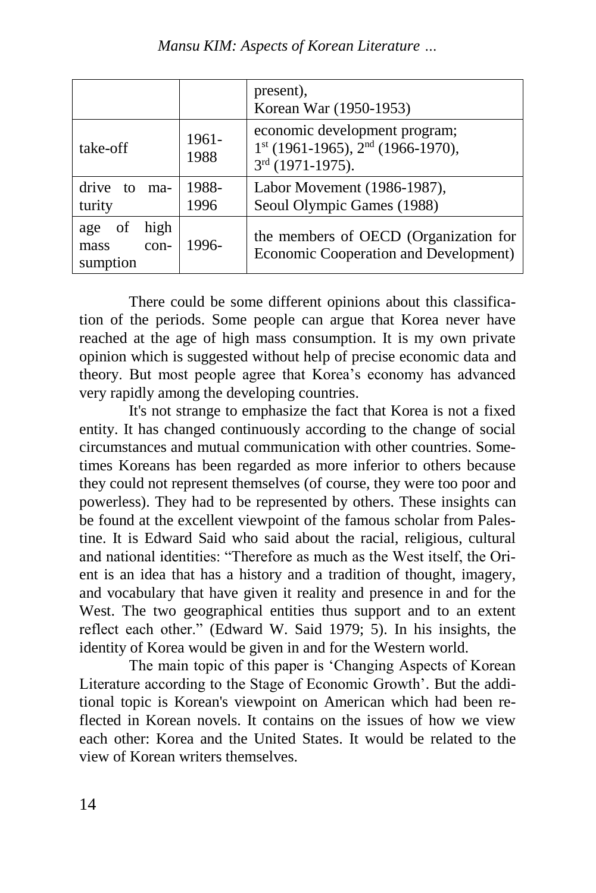| | | |
|---|---|---|
| | | present),<br>Korean War (1950-1953) |
| take-off | 1961-1988 | economic development program;<br>1st (1961-1965), 2nd (1966-1970),<br>3rd (1971-1975). |
| drive to maturity | 1988-1996 | Labor Movement (1986-1987),<br>Seoul Olympic Games (1988) |
| age of high mass consumption | 1996- | the members of OECD (Organization for Economic Cooperation and Development) |

There could be some different opinions about this classification of the periods. Some people can argue that Korea never have reached at the age of high mass consumption. It is my own private opinion which is suggested without help of precise economic data and theory. But most people agree that Korea's economy has advanced very rapidly among the developing countries.

It's not strange to emphasize the fact that Korea is not a fixed entity. It has changed continuously according to the change of social circumstances and mutual communication with other countries. Sometimes Koreans has been regarded as more inferior to others because they could not represent themselves (of course, they were too poor and powerless). They had to be represented by others. These insights can be found at the excellent viewpoint of the famous scholar from Palestine. It is Edward Said who said about the racial, religious, cultural and national identities: "Therefore as much as the West itself, the Orient is an idea that has a history and a tradition of thought, imagery, and vocabulary that have given it reality and presence in and for the West. The two geographical entities thus support and to an extent reflect each other." (Edward W. Said 1979; 5). In his insights, the identity of Korea would be given in and for the Western world.

The main topic of this paper is 'Changing Aspects of Korean Literature according to the Stage of Economic Growth'. But the additional topic is Korean's viewpoint on American which had been reflected in Korean novels. It contains on the issues of how we view each other: Korea and the United States. It would be related to the view of Korean writers themselves.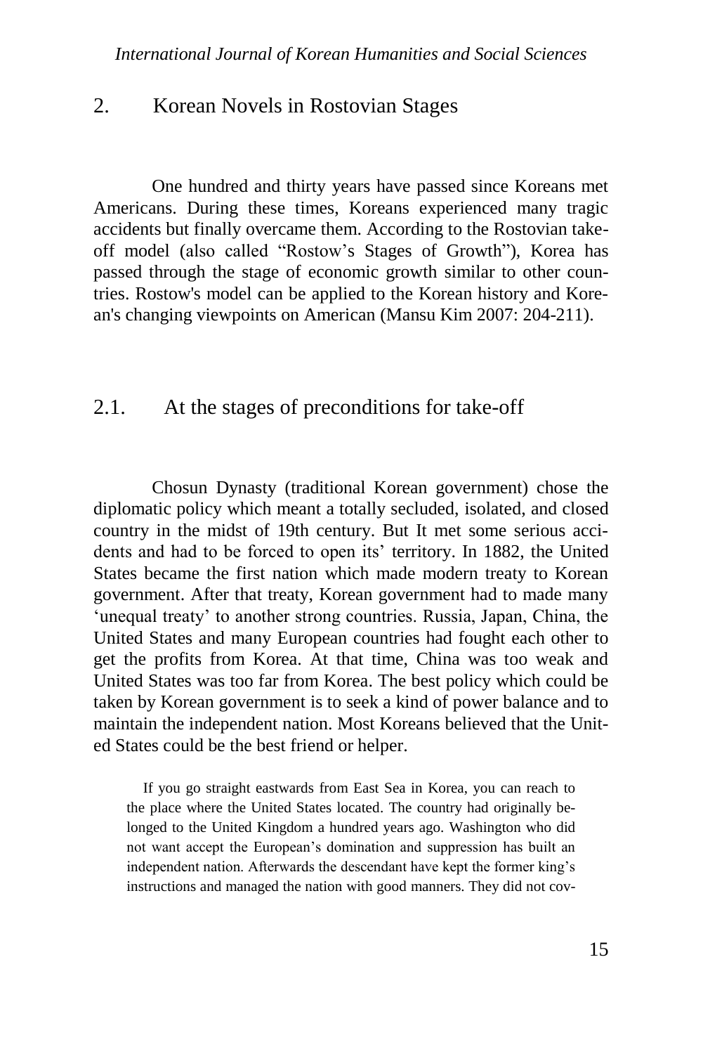## 2. Korean Novels in Rostovian Stages

One hundred and thirty years have passed since Koreans met Americans. During these times, Koreans experienced many tragic accidents but finally overcame them. According to the Rostovian take-off model (also called "Rostow's Stages of Growth"), Korea has passed through the stage of economic growth similar to other countries. Rostow's model can be applied to the Korean history and Korean's changing viewpoints on American (Mansu Kim 2007: 204-211).

### 2.1. At the stages of preconditions for take-off

Chosun Dynasty (traditional Korean government) chose the diplomatic policy which meant a totally secluded, isolated, and closed country in the midst of 19th century. But It met some serious accidents and had to be forced to open its' territory. In 1882, the United States became the first nation which made modern treaty to Korean government. After that treaty, Korean government had to made many 'unequal treaty' to another strong countries. Russia, Japan, China, the United States and many European countries had fought each other to get the profits from Korea. At that time, China was too weak and United States was too far from Korea. The best policy which could be taken by Korean government is to seek a kind of power balance and to maintain the independent nation. Most Koreans believed that the United States could be the best friend or helper.

> If you go straight eastwards from East Sea in Korea, you can reach to the place where the United States located. The country had originally belonged to the United Kingdom a hundred years ago. Washington who did not want accept the European's domination and suppression has built an independent nation. Afterwards the descendant have kept the former king's instructions and managed the nation with good manners. They did not cov-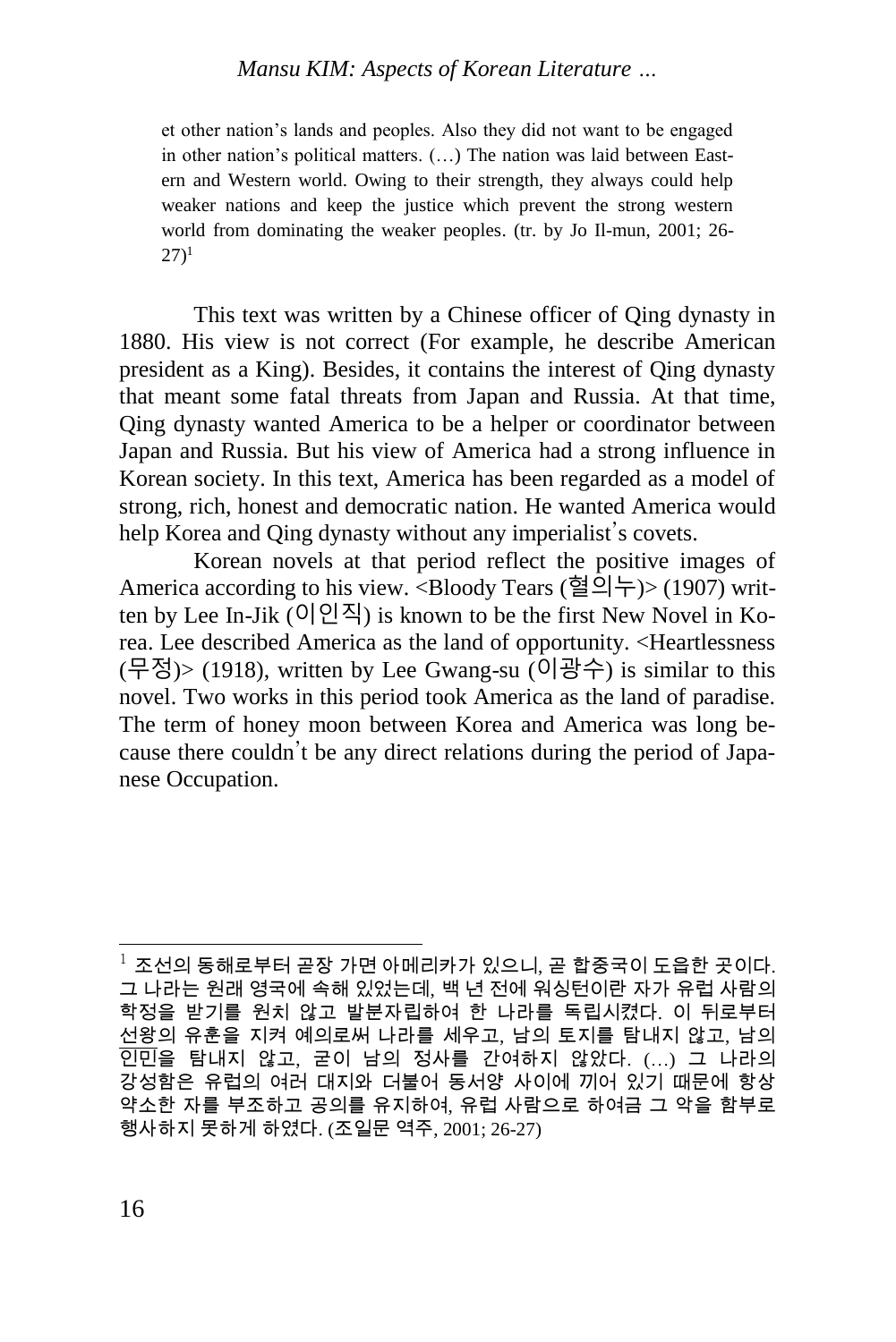et other nation's lands and peoples. Also they did not want to be engaged in other nation's political matters. (…) The nation was laid between Eastern and Western world. Owing to their strength, they always could help weaker nations and keep the justice which prevent the strong western world from dominating the weaker peoples. (tr. by Jo Il-mun, 2001; 26-27)[1]

This text was written by a Chinese officer of Qing dynasty in 1880. His view is not correct (For example, he describe American president as a King). Besides, it contains the interest of Qing dynasty that meant some fatal threats from Japan and Russia. At that time, Qing dynasty wanted America to be a helper or coordinator between Japan and Russia. But his view of America had a strong influence in Korean society. In this text, America has been regarded as a model of strong, rich, honest and democratic nation. He wanted America would help Korea and Qing dynasty without any imperialist's covets.

Korean novels at that period reflect the positive images of America according to his view. <Bloody Tears (혈의누)> (1907) written by Lee In-Jik (이인직) is known to be the first New Novel in Korea. Lee described America as the land of opportunity. <Heartlessness (무정)> (1918), written by Lee Gwang-su (이광수) is similar to this novel. Two works in this period took America as the land of paradise. The term of honey moon between Korea and America was long because there couldn't be any direct relations during the period of Japanese Occupation.

---

[1] 조선의 동해로부터 곧장 가면 아메리카가 있으니, 곧 합중국이 도읍한 곳이다. 그 나라는 원래 영국에 속해 있었는데, 백 년 전에 워싱턴이란 자가 유럽 사람의 학정을 받기를 원치 않고 발분자립하여 한 나라를 독립시켰다. 이 뒤로부터 선왕의 유훈을 지켜 예의로써 나라를 세우고, 남의 토지를 탐내지 않고, 남의 인민을 탐내지 않고, 굳이 남의 정사를 간여하지 않았다. (…) 그 나라의 강성함은 유럽의 여러 대지와 더불어 동서양 사이에 끼어 있기 때문에 항상 약소한 자를 부조하고 공의를 유지하여, 유럽 사람으로 하여금 그 악을 함부로 행사하지 못하게 하였다. (조일문 역주, 2001; 26-27)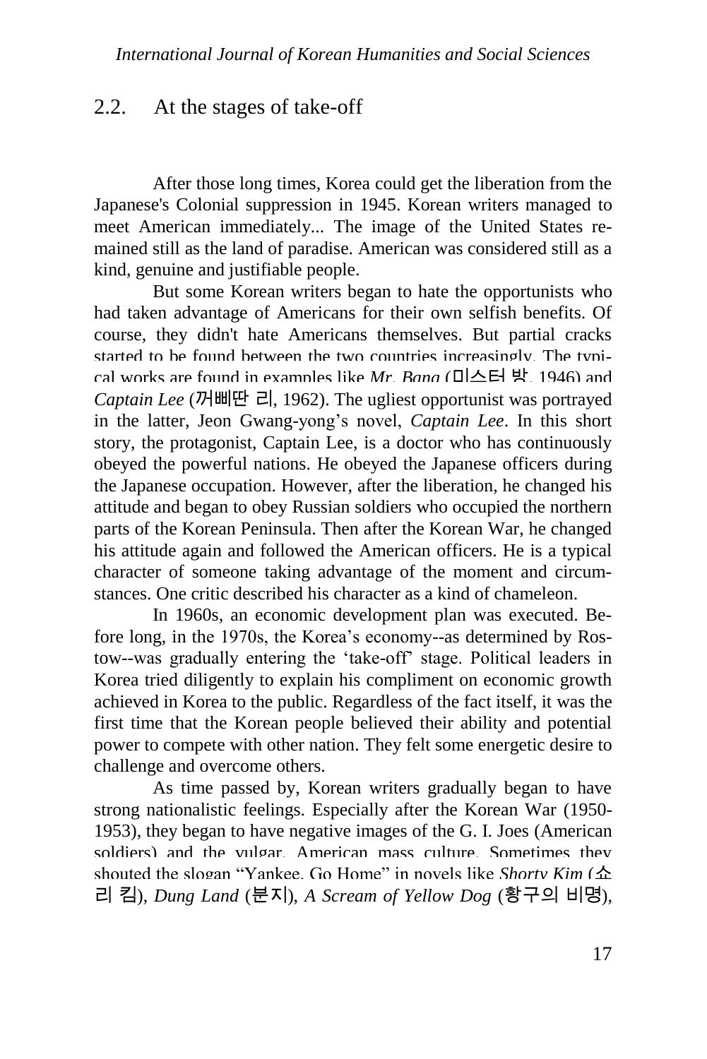## 2.2. At the stages of take-off

After those long times, Korea could get the liberation from the Japanese's Colonial suppression in 1945. Korean writers managed to meet American immediately... The image of the United States remained still as the land of paradise. American was considered still as a kind, genuine and justifiable people.

But some Korean writers began to hate the opportunists who had taken advantage of Americans for their own selfish benefits. Of course, they didn't hate Americans themselves. But partial cracks started to be found between the two countries increasingly. The typical works are found in examples like *Mr. Bang* (미스터 방, 1946) and *Captain Lee* (꺼삐딴 리, 1962). The ugliest opportunist was portrayed in the latter, Jeon Gwang-yong's novel, *Captain Lee*. In this short story, the protagonist, Captain Lee, is a doctor who has continuously obeyed the powerful nations. He obeyed the Japanese officers during the Japanese occupation. However, after the liberation, he changed his attitude and began to obey Russian soldiers who occupied the northern parts of the Korean Peninsula. Then after the Korean War, he changed his attitude again and followed the American officers. He is a typical character of someone taking advantage of the moment and circumstances. One critic described his character as a kind of chameleon.

In 1960s, an economic development plan was executed. Before long, in the 1970s, the Korea's economy--as determined by Rostow--was gradually entering the 'take-off' stage. Political leaders in Korea tried diligently to explain his compliment on economic growth achieved in Korea to the public. Regardless of the fact itself, it was the first time that the Korean people believed their ability and potential power to compete with other nation. They felt some energetic desire to challenge and overcome others.

As time passed by, Korean writers gradually began to have strong nationalistic feelings. Especially after the Korean War (1950-1953), they began to have negative images of the G. I. Joes (American soldiers) and the vulgar, American mass culture. Sometimes they shouted the slogan "Yankee, Go Home" in novels like *Shorty Kim* (쇼리 킴), *Dung Land* (분지), *A Scream of Yellow Dog* (황구의 비명),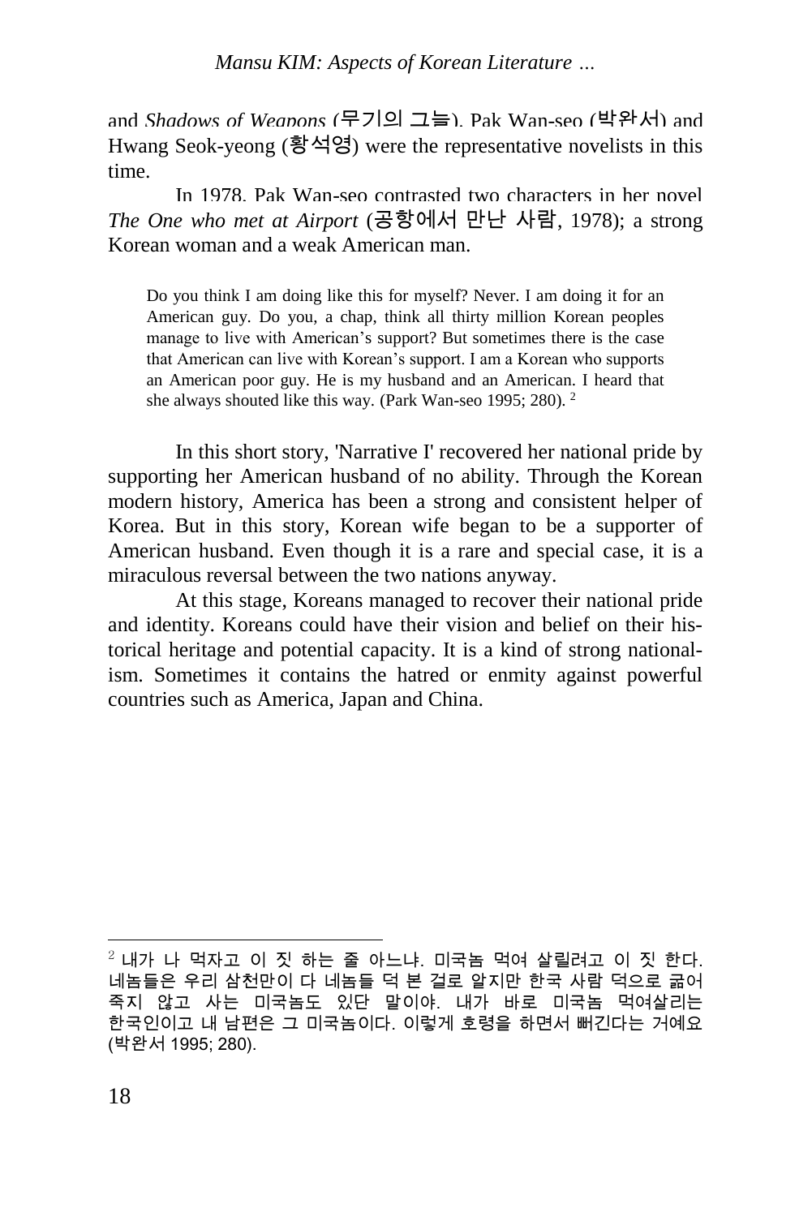and *Shadows of Weapons* (무기의 그늘). Pak Wan-seo (박완서) and Hwang Seok-yeong (황석영) were the representative novelists in this time.

In 1978, Pak Wan-seo contrasted two characters in her novel *The One who met at Airport* (공항에서 만난 사람, 1978); a strong Korean woman and a weak American man.

> Do you think I am doing like this for myself? Never. I am doing it for an American guy. Do you, a chap, think all thirty million Korean peoples manage to live with American's support? But sometimes there is the case that American can live with Korean's support. I am a Korean who supports an American poor guy. He is my husband and an American. I heard that she always shouted like this way. (Park Wan-seo 1995; 280). [2]

In this short story, 'Narrative I' recovered her national pride by supporting her American husband of no ability. Through the Korean modern history, America has been a strong and consistent helper of Korea. But in this story, Korean wife began to be a supporter of American husband. Even though it is a rare and special case, it is a miraculous reversal between the two nations anyway.

At this stage, Koreans managed to recover their national pride and identity. Koreans could have their vision and belief on their historical heritage and potential capacity. It is a kind of strong nationalism. Sometimes it contains the hatred or enmity against powerful countries such as America, Japan and China.

---

[2] 내가 나 먹자고 이 짓 하는 줄 아느냐. 미국놈 먹여 살릴려고 이 짓 한다. 네놈들은 우리 삼천만이 다 네놈들 덕 본 걸로 알지만 한국 사람 덕으로 굶어 죽지 않고 사는 미국놈도 있단 말이야. 내가 바로 미국놈 먹여살리는 한국인이고 내 남편은 그 미국놈이다. 이렇게 호령을 하면서 뻐긴다는 거예요 (박완서 1995; 280).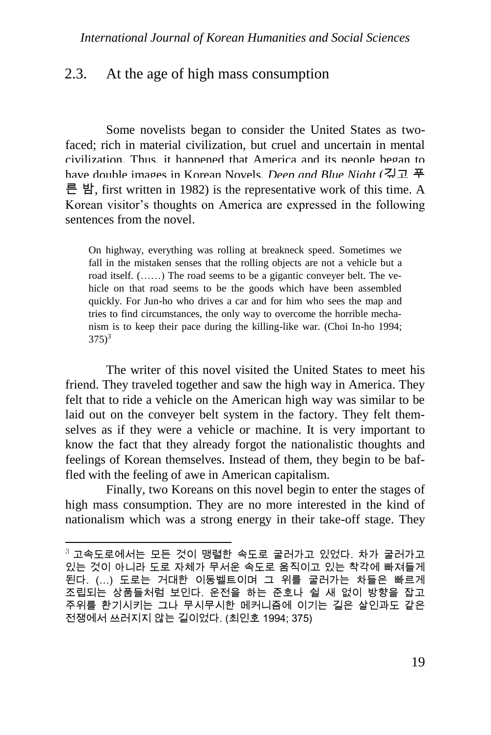## 2.3. At the age of high mass consumption

Some novelists began to consider the United States as two-faced; rich in material civilization, but cruel and uncertain in mental civilization. Thus, it happened that America and its people began to have double images in Korean Novels. *Deep and Blue Night (깊고 푸른 밤*, first written in 1982) is the representative work of this time. A Korean visitor's thoughts on America are expressed in the following sentences from the novel.

> On highway, everything was rolling at breakneck speed. Sometimes we fall in the mistaken senses that the rolling objects are not a vehicle but a road itself. (……) The road seems to be a gigantic conveyer belt. The vehicle on that road seems to be the goods which have been assembled quickly. For Jun-ho who drives a car and for him who sees the map and tries to find circumstances, the only way to overcome the horrible mechanism is to keep their pace during the killing-like war. (Choi In-ho 1994; 375)[3]

The writer of this novel visited the United States to meet his friend. They traveled together and saw the high way in America. They felt that to ride a vehicle on the American high way was similar to be laid out on the conveyer belt system in the factory. They felt themselves as if they were a vehicle or machine. It is very important to know the fact that they already forgot the nationalistic thoughts and feelings of Korean themselves. Instead of them, they begin to be baffled with the feeling of awe in American capitalism.

Finally, two Koreans on this novel begin to enter the stages of high mass consumption. They are no more interested in the kind of nationalism which was a strong energy in their take-off stage. They

---

[3] 고속도로에서는 모든 것이 맹렬한 속도로 굴러가고 있었다. 차가 굴러가고 있는 것이 아니라 도로 자체가 무서운 속도로 움직이고 있는 착각에 빠져들게 된다. (...) 도로는 거대한 이동벨트이며 그 위를 굴러가는 차들은 빠르게 조립되는 상품들처럼 보인다. 운전을 하는 준호나 쉴 새 없이 방향을 잡고 주위를 환기시키는 그나 무시무시한 메커니즘에 이기는 길은 살인과도 같은 전쟁에서 쓰러지지 않는 길이었다. (최인호 1994; 375)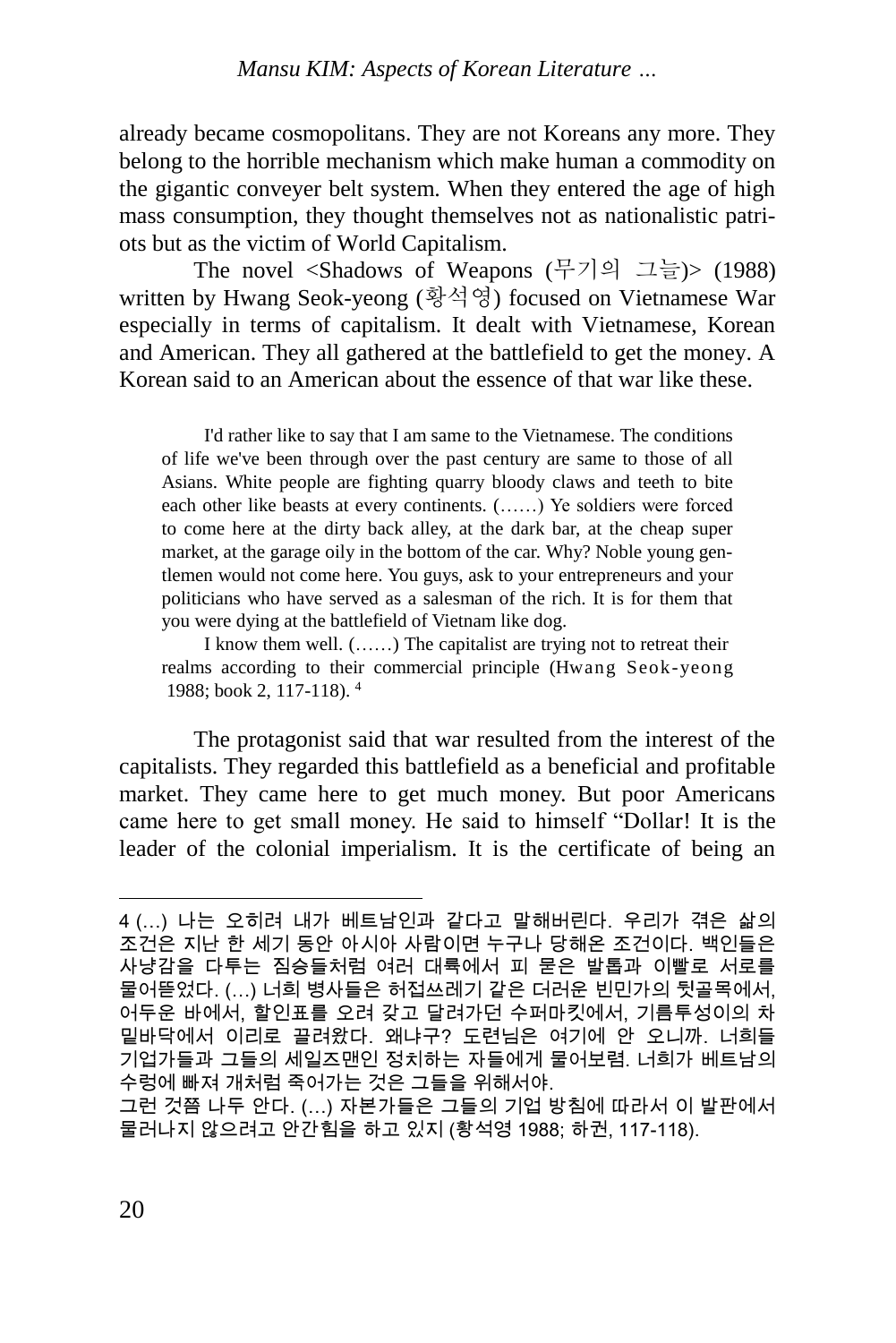already became cosmopolitans. They are not Koreans any more. They belong to the horrible mechanism which make human a commodity on the gigantic conveyer belt system. When they entered the age of high mass consumption, they thought themselves not as nationalistic patriots but as the victim of World Capitalism.

The novel <Shadows of Weapons (무기의 그늘)> (1988) written by Hwang Seok-yeong (황석영) focused on Vietnamese War especially in terms of capitalism. It dealt with Vietnamese, Korean and American. They all gathered at the battlefield to get the money. A Korean said to an American about the essence of that war like these.

> I'd rather like to say that I am same to the Vietnamese. The conditions of life we've been through over the past century are same to those of all Asians. White people are fighting quarry bloody claws and teeth to bite each other like beasts at every continents. (……) Ye soldiers were forced to come here at the dirty back alley, at the dark bar, at the cheap super market, at the garage oily in the bottom of the car. Why? Noble young gentlemen would not come here. You guys, ask to your entrepreneurs and your politicians who have served as a salesman of the rich. It is for them that you were dying at the battlefield of Vietnam like dog.
>
> I know them well. (……) The capitalist are trying not to retreat their realms according to their commercial principle (Hwang Seok-yeong 1988; book 2, 117-118). [4]

The protagonist said that war resulted from the interest of the capitalists. They regarded this battlefield as a beneficial and profitable market. They came here to get much money. But poor Americans came here to get small money. He said to himself "Dollar! It is the leader of the colonial imperialism. It is the certificate of being an

---

4 (…) 나는 오히려 내가 베트남인과 같다고 말해버린다. 우리가 겪은 삶의 조건은 지난 한 세기 동안 아시아 사람이면 누구나 당해온 조건이다. 백인들은 사냥감을 다투는 짐승들처럼 여러 대륙에서 피 묻은 발톱과 이빨로 서로를 물어뜯었다. (…) 너희 병사들은 허접쓰레기 같은 더러운 빈민가의 뒷골목에서, 어두운 바에서, 할인표를 오려 갖고 달려가던 수퍼마킷에서, 기름투성이의 차 밑바닥에서 이리로 끌려왔다. 왜냐구? 도련님은 여기에 안 오니까. 너희들 기업가들과 그들의 세일즈맨인 정치하는 자들에게 물어보렴. 너희가 베트남의 수렁에 빠져 개처럼 죽어가는 것은 그들을 위해서야.
그런 것쯤 나두 안다. (…) 자본가들은 그들의 기업 방침에 따라서 이 발판에서 물러나지 않으려고 안간힘을 하고 있지 (황석영 1988; 하권, 117-118).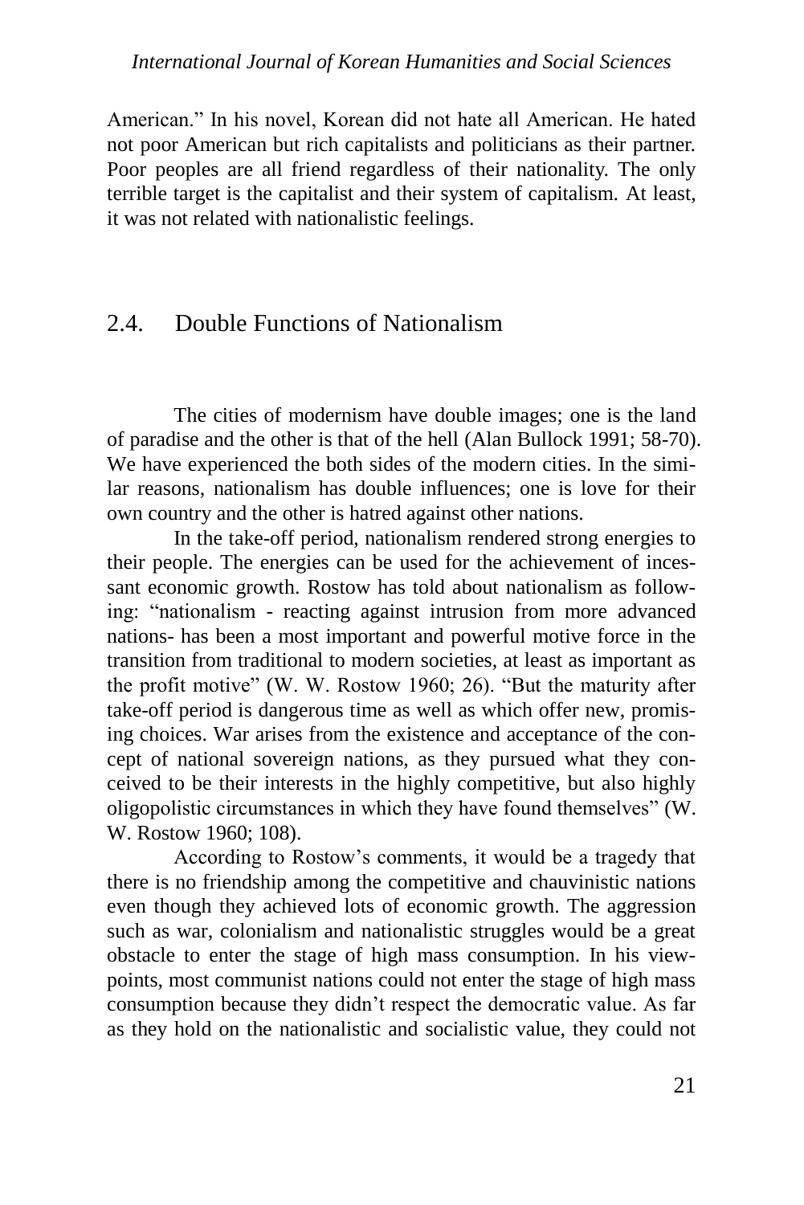American." In his novel, Korean did not hate all American. He hated not poor American but rich capitalists and politicians as their partner. Poor peoples are all friend regardless of their nationality. The only terrible target is the capitalist and their system of capitalism. At least, it was not related with nationalistic feelings.

## 2.4. Double Functions of Nationalism

The cities of modernism have double images; one is the land of paradise and the other is that of the hell (Alan Bullock 1991; 58-70). We have experienced the both sides of the modern cities. In the similar reasons, nationalism has double influences; one is love for their own country and the other is hatred against other nations.

In the take-off period, nationalism rendered strong energies to their people. The energies can be used for the achievement of incessant economic growth. Rostow has told about nationalism as following: "nationalism - reacting against intrusion from more advanced nations- has been a most important and powerful motive force in the transition from traditional to modern societies, at least as important as the profit motive" (W. W. Rostow 1960; 26). "But the maturity after take-off period is dangerous time as well as which offer new, promising choices. War arises from the existence and acceptance of the concept of national sovereign nations, as they pursued what they conceived to be their interests in the highly competitive, but also highly oligopolistic circumstances in which they have found themselves" (W. W. Rostow 1960; 108).

According to Rostow's comments, it would be a tragedy that there is no friendship among the competitive and chauvinistic nations even though they achieved lots of economic growth. The aggression such as war, colonialism and nationalistic struggles would be a great obstacle to enter the stage of high mass consumption. In his viewpoints, most communist nations could not enter the stage of high mass consumption because they didn't respect the democratic value. As far as they hold on the nationalistic and socialistic value, they could not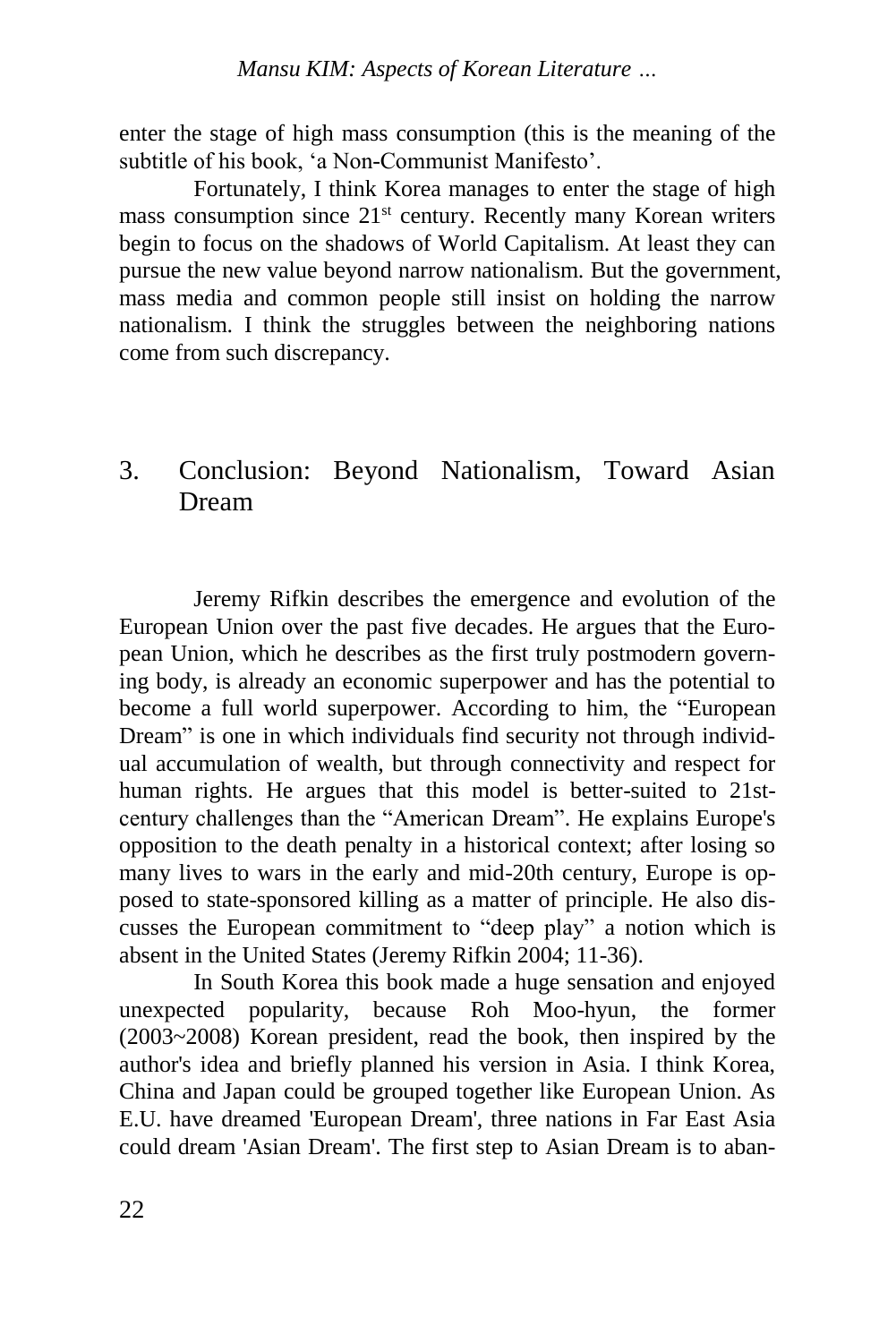enter the stage of high mass consumption (this is the meaning of the subtitle of his book, 'a Non-Communist Manifesto'.

Fortunately, I think Korea manages to enter the stage of high mass consumption since 21st century. Recently many Korean writers begin to focus on the shadows of World Capitalism. At least they can pursue the new value beyond narrow nationalism. But the government, mass media and common people still insist on holding the narrow nationalism. I think the struggles between the neighboring nations come from such discrepancy.

## 3. Conclusion: Beyond Nationalism, Toward Asian Dream

Jeremy Rifkin describes the emergence and evolution of the European Union over the past five decades. He argues that the European Union, which he describes as the first truly postmodern governing body, is already an economic superpower and has the potential to become a full world superpower. According to him, the "European Dream" is one in which individuals find security not through individual accumulation of wealth, but through connectivity and respect for human rights. He argues that this model is better-suited to 21st-century challenges than the "American Dream". He explains Europe's opposition to the death penalty in a historical context; after losing so many lives to wars in the early and mid-20th century, Europe is opposed to state-sponsored killing as a matter of principle. He also discusses the European commitment to "deep play" a notion which is absent in the United States (Jeremy Rifkin 2004; 11-36).

In South Korea this book made a huge sensation and enjoyed unexpected popularity, because Roh Moo-hyun, the former (2003~2008) Korean president, read the book, then inspired by the author's idea and briefly planned his version in Asia. I think Korea, China and Japan could be grouped together like European Union. As E.U. have dreamed 'European Dream', three nations in Far East Asia could dream 'Asian Dream'. The first step to Asian Dream is to aban-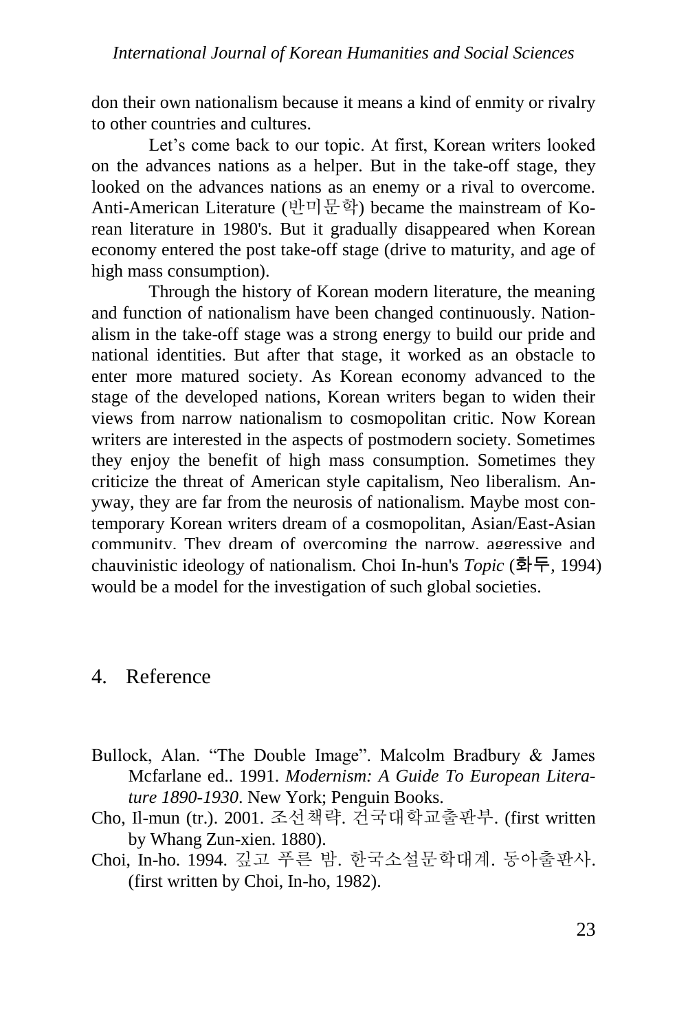don their own nationalism because it means a kind of enmity or rivalry to other countries and cultures.

Let's come back to our topic. At first, Korean writers looked on the advances nations as a helper. But in the take-off stage, they looked on the advances nations as an enemy or a rival to overcome. Anti-American Literature (반미문학) became the mainstream of Korean literature in 1980's. But it gradually disappeared when Korean economy entered the post take-off stage (drive to maturity, and age of high mass consumption).

Through the history of Korean modern literature, the meaning and function of nationalism have been changed continuously. Nationalism in the take-off stage was a strong energy to build our pride and national identities. But after that stage, it worked as an obstacle to enter more matured society. As Korean economy advanced to the stage of the developed nations, Korean writers began to widen their views from narrow nationalism to cosmopolitan critic. Now Korean writers are interested in the aspects of postmodern society. Sometimes they enjoy the benefit of high mass consumption. Sometimes they criticize the threat of American style capitalism, Neo liberalism. Anyway, they are far from the neurosis of nationalism. Maybe most contemporary Korean writers dream of a cosmopolitan, Asian/East-Asian community. They dream of overcoming the narrow, aggressive and chauvinistic ideology of nationalism. Choi In-hun's *Topic* (화두, 1994) would be a model for the investigation of such global societies.

## 4. Reference

Bullock, Alan. "The Double Image". Malcolm Bradbury & James Mcfarlane ed.. 1991. *Modernism: A Guide To European Literature 1890-1930*. New York; Penguin Books.

Cho, Il-mun (tr.). 2001. 조선책략. 건국대학교출판부. (first written by Whang Zun-xien. 1880).

Choi, In-ho. 1994. 깊고 푸른 밤. 한국소설문학대계. 동아출판사. (first written by Choi, In-ho, 1982).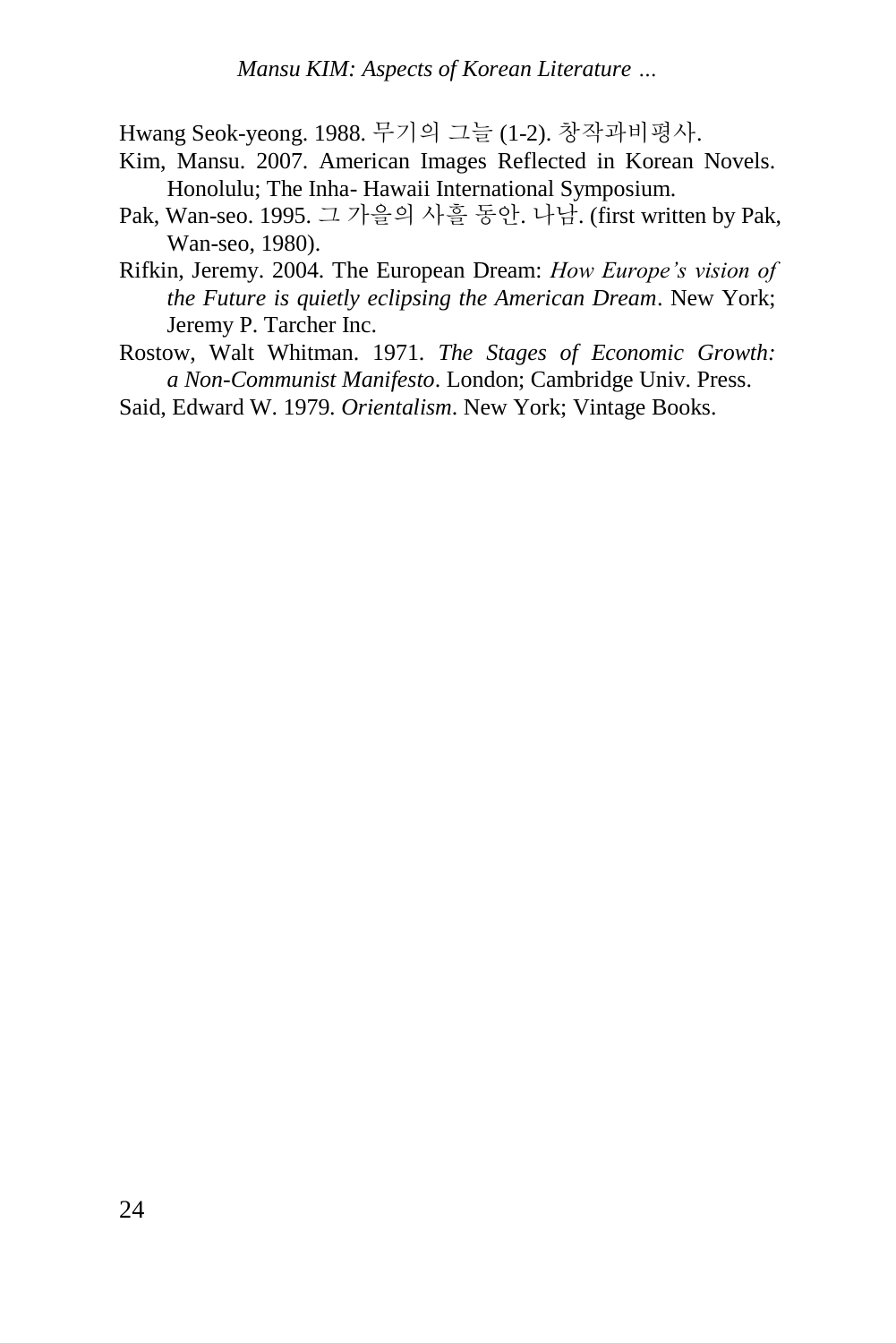Hwang Seok-yeong. 1988. 무기의 그늘 (1-2). 창작과비평사.

Kim, Mansu. 2007. American Images Reflected in Korean Novels. Honolulu; The Inha- Hawaii International Symposium.

Pak, Wan-seo. 1995. 그 가을의 사흘 동안. 나남. (first written by Pak, Wan-seo, 1980).

Rifkin, Jeremy. 2004. The European Dream: *How Europe's vision of the Future is quietly eclipsing the American Dream*. New York; Jeremy P. Tarcher Inc.

Rostow, Walt Whitman. 1971. *The Stages of Economic Growth: a Non-Communist Manifesto*. London; Cambridge Univ. Press.

Said, Edward W. 1979. *Orientalism*. New York; Vintage Books.